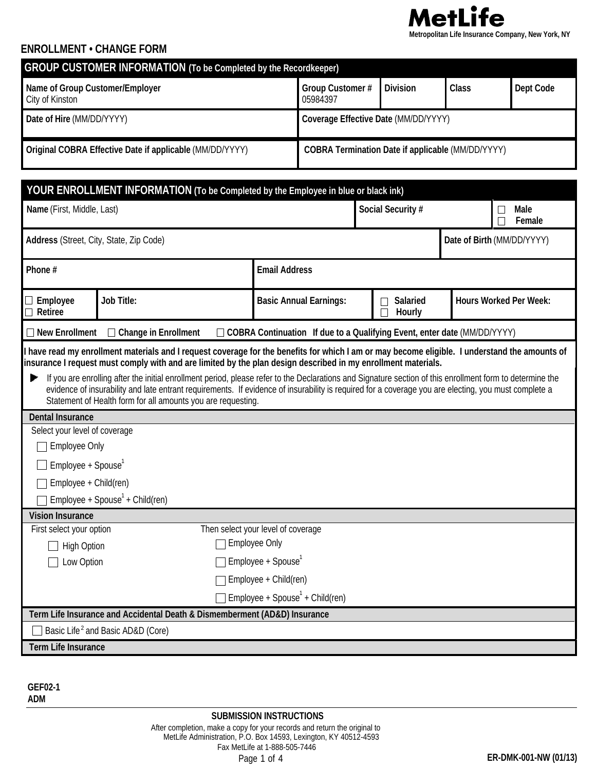**MetLife**
Metropolitan Life Insurance Company, New York, NY

# ENROLLMENT • CHANGE FORM

## GROUP CUSTOMER INFORMATION (To be Completed by the Recordkeeper)

| Name of Group Customer/Employer | Group Customer # | Division | Class | Dept Code |
|---|---|---|---|---|
| City of Kinston | 05984397 | | | |

| Date of Hire (MM/DD/YYYY) | Coverage Effective Date (MM/DD/YYYY) |
|---|---|
| | |

| Original COBRA Effective Date if applicable (MM/DD/YYYY) | COBRA Termination Date if applicable (MM/DD/YYYY) |
|---|---|
| | |

## YOUR ENROLLMENT INFORMATION (To be Completed by the Employee in blue or black ink)

| Name (First, Middle, Last) | Social Security # | ☐ Male ☐ Female |
|---|---|---|
| | | |

| Address (Street, City, State, Zip Code) | Date of Birth (MM/DD/YYYY) |
|---|---|
| | |

| Phone # | Email Address |
|---|---|
| | |

| ☐ Employee ☐ Retiree | Job Title: | Basic Annual Earnings: | ☐ Salaried ☐ Hourly | Hours Worked Per Week: |
|---|---|---|---|---|
| | | | | |

☐ New Enrollment ☐ Change in Enrollment ☐ COBRA Continuation **If due to a Qualifying Event, enter date** (MM/DD/YYYY)

**I have read my enrollment materials and I request coverage for the benefits for which I am or may become eligible. I understand the amounts of insurance I request must comply with and are limited by the plan design described in my enrollment materials.**

- If you are enrolling after the initial enrollment period, please refer to the Declarations and Signature section of this enrollment form to determine the evidence of insurability and late entrant requirements. If evidence of insurability is required for a coverage you are electing, you must complete a Statement of Health form for all amounts you are requesting.

### Dental Insurance

Select your level of coverage

- ☐ Employee Only
- ☐ Employee + Spouse[1]
- ☐ Employee + Child(ren)
- ☐ Employee + Spouse[1] + Child(ren)

### Vision Insurance

First select your option

- ☐ High Option
- ☐ Low Option

Then select your level of coverage

- ☐ Employee Only
- ☐ Employee + Spouse[1]
- ☐ Employee + Child(ren)
- ☐ Employee + Spouse[1] + Child(ren)

### Term Life Insurance and Accidental Death & Dismemberment (AD&D) Insurance

- ☐ Basic Life[2] and Basic AD&D (Core)

### Term Life Insurance

GEF02-1
ADM

**SUBMISSION INSTRUCTIONS**

After completion, make a copy for your records and return the original to
MetLife Administration, P.O. Box 14593, Lexington, KY 40512-4593
Fax MetLife at 1-888-505-7446

ER-DMK-001-NW (01/13)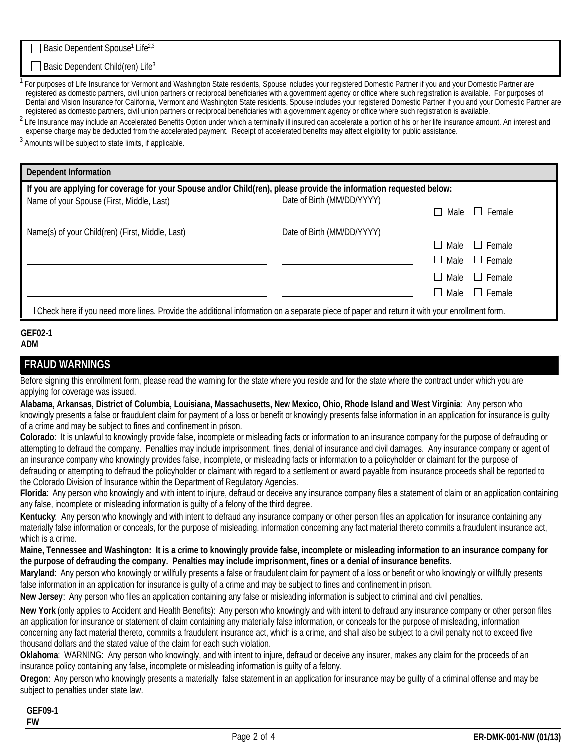- ☐ Basic Dependent Spouse[1] Life[2,3]
- ☐ Basic Dependent Child(ren) Life[3]

[1] For purposes of Life Insurance for Vermont and Washington State residents, Spouse includes your registered Domestic Partner if you and your Domestic Partner are registered as domestic partners, civil union partners or reciprocal beneficiaries with a government agency or office where such registration is available. For purposes of Dental and Vision Insurance for California, Vermont and Washington State residents, Spouse includes your registered Domestic Partner if you and your Domestic Partner are registered as domestic partners, civil union partners or reciprocal beneficiaries with a government agency or office where such registration is available.

[2] Life Insurance may include an Accelerated Benefits Option under which a terminally ill insured can accelerate a portion of his or her life insurance amount. An interest and expense charge may be deducted from the accelerated payment. Receipt of accelerated benefits may affect eligibility for public assistance.

[3] Amounts will be subject to state limits, if applicable.

## Dependent Information

**If you are applying for coverage for your Spouse and/or Child(ren), please provide the information requested below:**

| Name of your Spouse (First, Middle, Last) | Date of Birth (MM/DD/YYYY) | |
|---|---|---|
| | | ☐ Male ☐ Female |

| Name(s) of your Child(ren) (First, Middle, Last) | Date of Birth (MM/DD/YYYY) | |
|---|---|---|
| | | ☐ Male ☐ Female |
| | | ☐ Male ☐ Female |
| | | ☐ Male ☐ Female |
| | | ☐ Male ☐ Female |

☐ Check here if you need more lines. Provide the additional information on a separate piece of paper and return it with your enrollment form.

**GEF02-1**
**ADM**

## FRAUD WARNINGS

Before signing this enrollment form, please read the warning for the state where you reside and for the state where the contract under which you are applying for coverage was issued.

**Alabama, Arkansas, District of Columbia, Louisiana, Massachusetts, New Mexico, Ohio, Rhode Island and West Virginia**: Any person who knowingly presents a false or fraudulent claim for payment of a loss or benefit or knowingly presents false information in an application for insurance is guilty of a crime and may be subject to fines and confinement in prison.

**Colorado**: It is unlawful to knowingly provide false, incomplete or misleading facts or information to an insurance company for the purpose of defrauding or attempting to defraud the company. Penalties may include imprisonment, fines, denial of insurance and civil damages. Any insurance company or agent of an insurance company who knowingly provides false, incomplete, or misleading facts or information to a policyholder or claimant for the purpose of defrauding or attempting to defraud the policyholder or claimant with regard to a settlement or award payable from insurance proceeds shall be reported to the Colorado Division of Insurance within the Department of Regulatory Agencies.

**Florida**: Any person who knowingly and with intent to injure, defraud or deceive any insurance company files a statement of claim or an application containing any false, incomplete or misleading information is guilty of a felony of the third degree.

**Kentucky**: Any person who knowingly and with intent to defraud any insurance company or other person files an application for insurance containing any materially false information or conceals, for the purpose of misleading, information concerning any fact material thereto commits a fraudulent insurance act, which is a crime.

**Maine, Tennessee and Washington: It is a crime to knowingly provide false, incomplete or misleading information to an insurance company for the purpose of defrauding the company. Penalties may include imprisonment, fines or a denial of insurance benefits.**

**Maryland**: Any person who knowingly or willfully presents a false or fraudulent claim for payment of a loss or benefit or who knowingly or willfully presents false information in an application for insurance is guilty of a crime and may be subject to fines and confinement in prison.

**New Jersey**: Any person who files an application containing any false or misleading information is subject to criminal and civil penalties.

**New York** (only applies to Accident and Health Benefits): Any person who knowingly and with intent to defraud any insurance company or other person files an application for insurance or statement of claim containing any materially false information, or conceals for the purpose of misleading, information concerning any fact material thereto, commits a fraudulent insurance act, which is a crime, and shall also be subject to a civil penalty not to exceed five thousand dollars and the stated value of the claim for each such violation.

**Oklahoma**: WARNING: Any person who knowingly, and with intent to injure, defraud or deceive any insurer, makes any claim for the proceeds of an insurance policy containing any false, incomplete or misleading information is guilty of a felony.

**Oregon**: Any person who knowingly presents a materially false statement in an application for insurance may be guilty of a criminal offense and may be subject to penalties under state law.

**GEF09-1**
**FW**

**ER-DMK-001-NW (01/13)**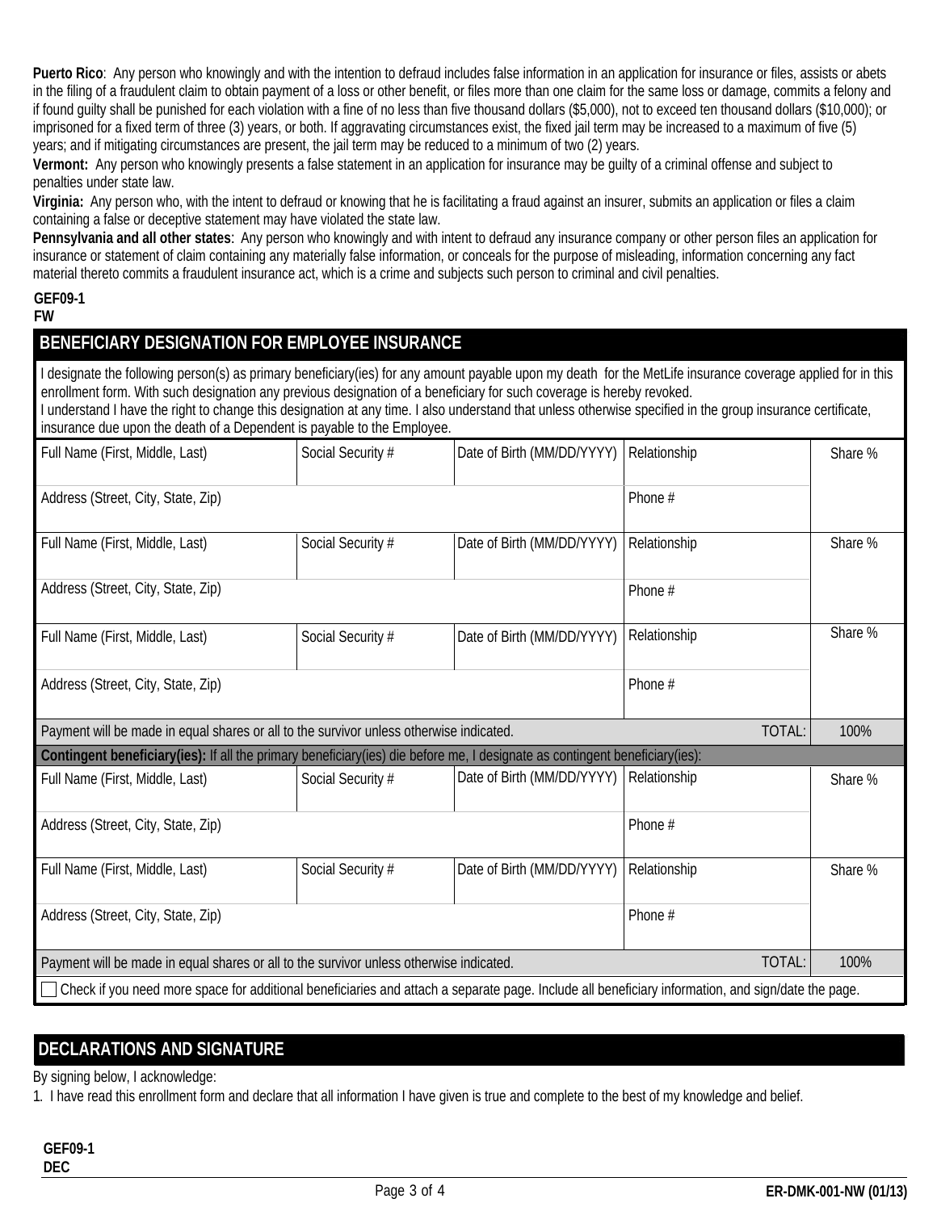**Puerto Rico**: Any person who knowingly and with the intention to defraud includes false information in an application for insurance or files, assists or abets in the filing of a fraudulent claim to obtain payment of a loss or other benefit, or files more than one claim for the same loss or damage, commits a felony and if found guilty shall be punished for each violation with a fine of no less than five thousand dollars ($5,000), not to exceed ten thousand dollars ($10,000); or imprisoned for a fixed term of three (3) years, or both. If aggravating circumstances exist, the fixed jail term may be increased to a maximum of five (5) years; and if mitigating circumstances are present, the jail term may be reduced to a minimum of two (2) years.

**Vermont:** Any person who knowingly presents a false statement in an application for insurance may be guilty of a criminal offense and subject to penalties under state law.

**Virginia:** Any person who, with the intent to defraud or knowing that he is facilitating a fraud against an insurer, submits an application or files a claim containing a false or deceptive statement may have violated the state law.

**Pennsylvania and all other states**: Any person who knowingly and with intent to defraud any insurance company or other person files an application for insurance or statement of claim containing any materially false information, or conceals for the purpose of misleading, information concerning any fact material thereto commits a fraudulent insurance act, which is a crime and subjects such person to criminal and civil penalties.

**GEF09-1**
**FW**

## BENEFICIARY DESIGNATION FOR EMPLOYEE INSURANCE

I designate the following person(s) as primary beneficiary(ies) for any amount payable upon my death for the MetLife insurance coverage applied for in this enrollment form. With such designation any previous designation of a beneficiary for such coverage is hereby revoked.
I understand I have the right to change this designation at any time. I also understand that unless otherwise specified in the group insurance certificate, insurance due upon the death of a Dependent is payable to the Employee.

| Full Name (First, Middle, Last) | Social Security # | Date of Birth (MM/DD/YYYY) | Relationship | Share % |
|---|---|---|---|---|
| Address (Street, City, State, Zip) | | | Phone # | |
| Full Name (First, Middle, Last) | Social Security # | Date of Birth (MM/DD/YYYY) | Relationship | Share % |
| Address (Street, City, State, Zip) | | | Phone # | |
| Full Name (First, Middle, Last) | Social Security # | Date of Birth (MM/DD/YYYY) | Relationship | Share % |
| Address (Street, City, State, Zip) | | | Phone # | |
| Payment will be made in equal shares or all to the survivor unless otherwise indicated. | | | TOTAL: | 100% |

**Contingent beneficiary(ies):** If all the primary beneficiary(ies) die before me, I designate as contingent beneficiary(ies):

| Full Name (First, Middle, Last) | Social Security # | Date of Birth (MM/DD/YYYY) | Relationship | Share % |
|---|---|---|---|---|
| Address (Street, City, State, Zip) | | | Phone # | |
| Full Name (First, Middle, Last) | Social Security # | Date of Birth (MM/DD/YYYY) | Relationship | Share % |
| Address (Street, City, State, Zip) | | | Phone # | |
| Payment will be made in equal shares or all to the survivor unless otherwise indicated. | | | TOTAL: | 100% |

☐ Check if you need more space for additional beneficiaries and attach a separate page. Include all beneficiary information, and sign/date the page.

## DECLARATIONS AND SIGNATURE

By signing below, I acknowledge:

1. I have read this enrollment form and declare that all information I have given is true and complete to the best of my knowledge and belief.

**GEF09-1**
**DEC**

ER-DMK-001-NW (01/13)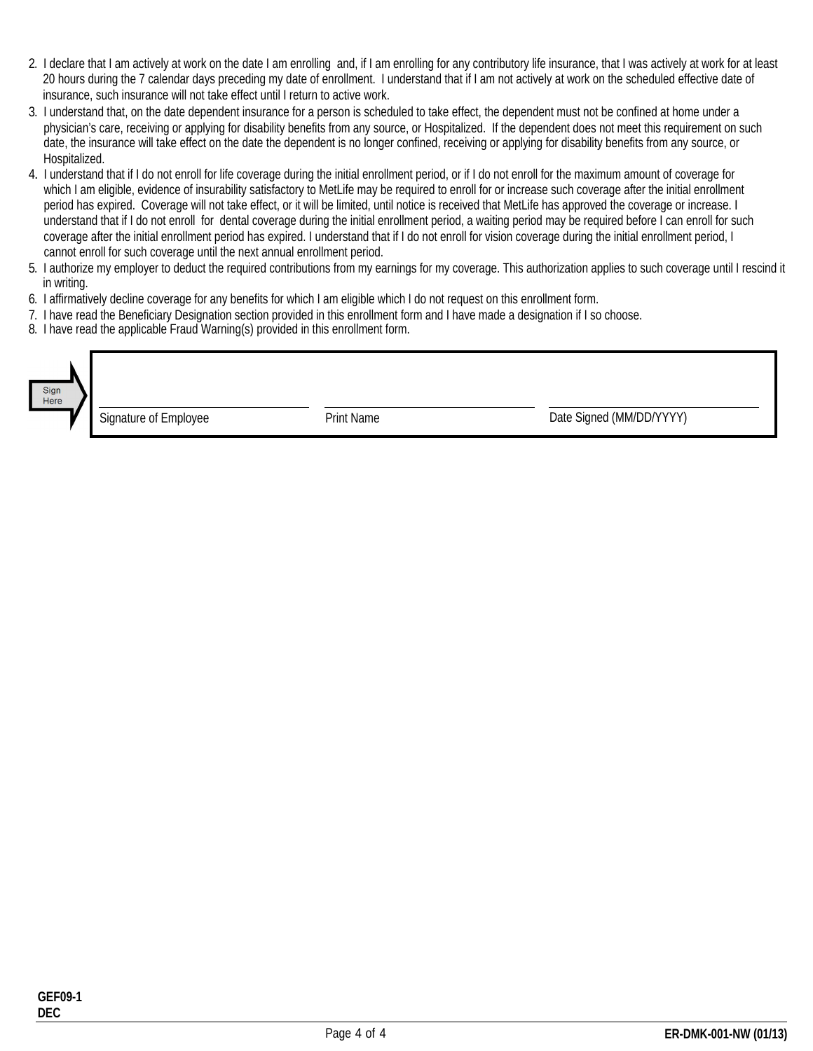2. I declare that I am actively at work on the date I am enrolling and, if I am enrolling for any contributory life insurance, that I was actively at work for at least 20 hours during the 7 calendar days preceding my date of enrollment. I understand that if I am not actively at work on the scheduled effective date of insurance, such insurance will not take effect until I return to active work.
3. I understand that, on the date dependent insurance for a person is scheduled to take effect, the dependent must not be confined at home under a physician's care, receiving or applying for disability benefits from any source, or Hospitalized. If the dependent does not meet this requirement on such date, the insurance will take effect on the date the dependent is no longer confined, receiving or applying for disability benefits from any source, or Hospitalized.
4. I understand that if I do not enroll for life coverage during the initial enrollment period, or if I do not enroll for the maximum amount of coverage for which I am eligible, evidence of insurability satisfactory to MetLife may be required to enroll for or increase such coverage after the initial enrollment period has expired. Coverage will not take effect, or it will be limited, until notice is received that MetLife has approved the coverage or increase. I understand that if I do not enroll for dental coverage during the initial enrollment period, a waiting period may be required before I can enroll for such coverage after the initial enrollment period has expired. I understand that if I do not enroll for vision coverage during the initial enrollment period, I cannot enroll for such coverage until the next annual enrollment period.
5. I authorize my employer to deduct the required contributions from my earnings for my coverage. This authorization applies to such coverage until I rescind it in writing.
6. I affirmatively decline coverage for any benefits for which I am eligible which I do not request on this enrollment form.
7. I have read the Beneficiary Designation section provided in this enrollment form and I have made a designation if I so choose.
8. I have read the applicable Fraud Warning(s) provided in this enrollment form.

Sign Here

| Signature of Employee | Print Name | Date Signed (MM/DD/YYYY) |
|---|---|---|
| | | |

**GEF09-1**
**DEC**

**ER-DMK-001-NW (01/13)**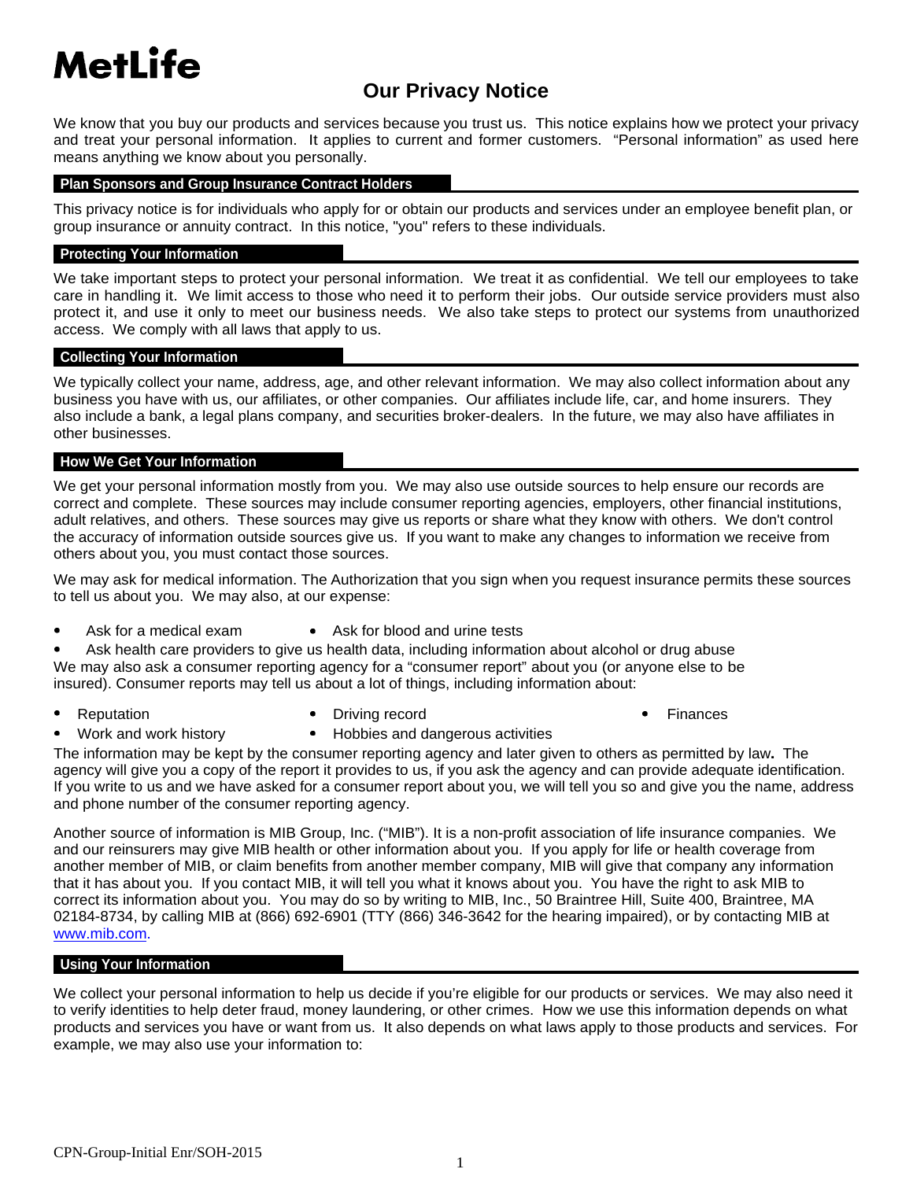MetLife

# Our Privacy Notice

We know that you buy our products and services because you trust us. This notice explains how we protect your privacy and treat your personal information. It applies to current and former customers. "Personal information" as used here means anything we know about you personally.

## Plan Sponsors and Group Insurance Contract Holders

This privacy notice is for individuals who apply for or obtain our products and services under an employee benefit plan, or group insurance or annuity contract. In this notice, "you" refers to these individuals.

## Protecting Your Information

We take important steps to protect your personal information. We treat it as confidential. We tell our employees to take care in handling it. We limit access to those who need it to perform their jobs. Our outside service providers must also protect it, and use it only to meet our business needs. We also take steps to protect our systems from unauthorized access. We comply with all laws that apply to us.

## Collecting Your Information

We typically collect your name, address, age, and other relevant information. We may also collect information about any business you have with us, our affiliates, or other companies. Our affiliates include life, car, and home insurers. They also include a bank, a legal plans company, and securities broker-dealers. In the future, we may also have affiliates in other businesses.

## How We Get Your Information

We get your personal information mostly from you. We may also use outside sources to help ensure our records are correct and complete. These sources may include consumer reporting agencies, employers, other financial institutions, adult relatives, and others. These sources may give us reports or share what they know with others. We don't control the accuracy of information outside sources give us. If you want to make any changes to information we receive from others about you, you must contact those sources.

We may ask for medical information. The Authorization that you sign when you request insurance permits these sources to tell us about you. We may also, at our expense:

- Ask for a medical exam
- Ask for blood and urine tests
- Ask health care providers to give us health data, including information about alcohol or drug abuse

We may also ask a consumer reporting agency for a "consumer report" about you (or anyone else to be insured). Consumer reports may tell us a lot of things, including information about:

- Reputation
- Driving record
- Finances
- Work and work history
- Hobbies and dangerous activities

The information may be kept by the consumer reporting agency and later given to others as permitted by law**.** The agency will give you a copy of the report it provides to us, if you ask the agency and can provide adequate identification. If you write to us and we have asked for a consumer report about you, we will tell you so and give you the name, address and phone number of the consumer reporting agency.

Another source of information is MIB Group, Inc. ("MIB"). It is a non-profit association of life insurance companies. We and our reinsurers may give MIB health or other information about you. If you apply for life or health coverage from another member of MIB, or claim benefits from another member company, MIB will give that company any information that it has about you. If you contact MIB, it will tell you what it knows about you. You have the right to ask MIB to correct its information about you. You may do so by writing to MIB, Inc., 50 Braintree Hill, Suite 400, Braintree, MA 02184-8734, by calling MIB at (866) 692-6901 (TTY (866) 346-3642 for the hearing impaired), or by contacting MIB at www.mib.com.

## Using Your Information

We collect your personal information to help us decide if you're eligible for our products or services. We may also need it to verify identities to help deter fraud, money laundering, or other crimes. How we use this information depends on what products and services you have or want from us. It also depends on what laws apply to those products and services. For example, we may also use your information to:

CPN-Group-Initial Enr/SOH-2015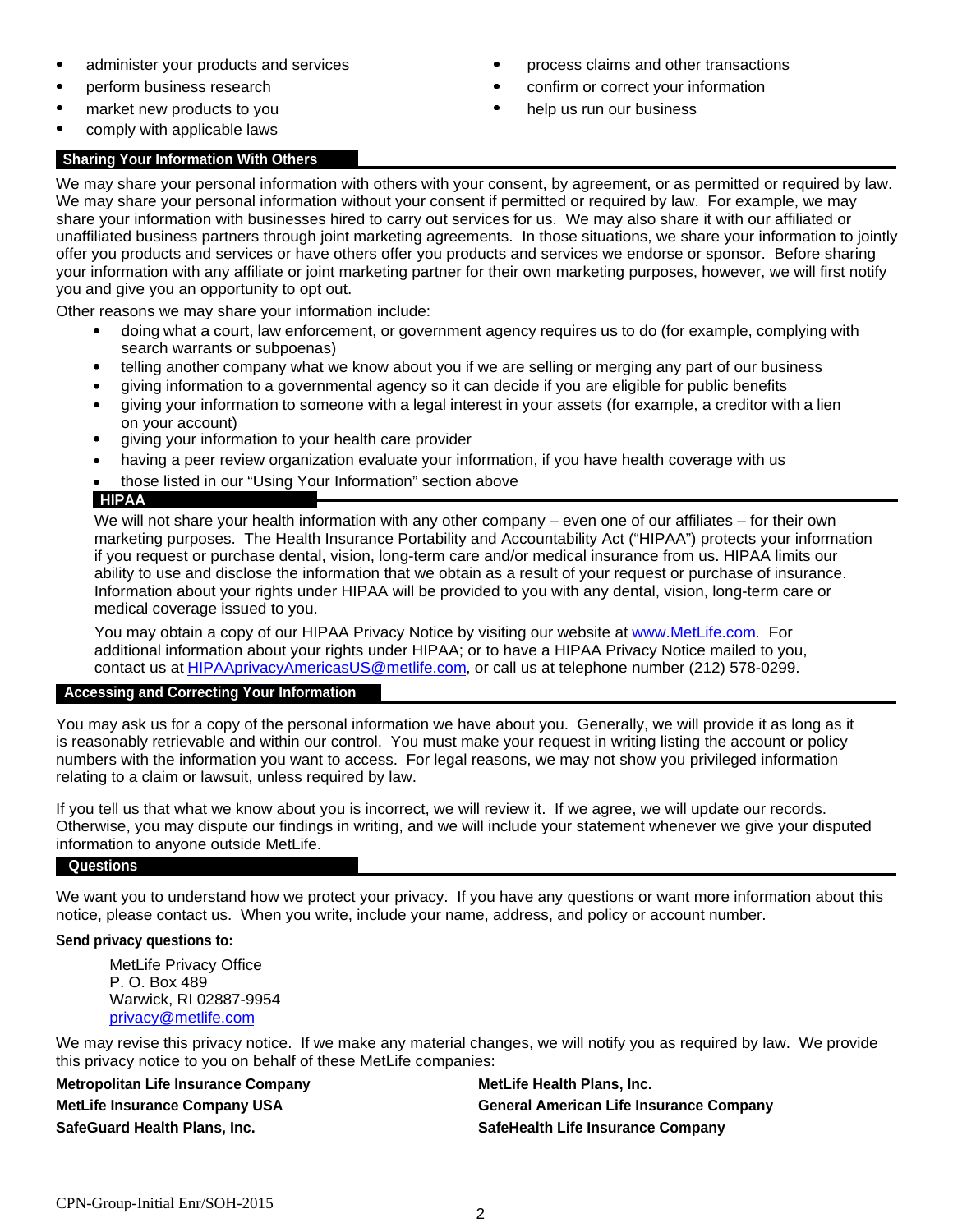- administer your products and services
- perform business research
- market new products to you
- comply with applicable laws
- process claims and other transactions
- confirm or correct your information
- help us run our business

## Sharing Your Information With Others

We may share your personal information with others with your consent, by agreement, or as permitted or required by law. We may share your personal information without your consent if permitted or required by law. For example, we may share your information with businesses hired to carry out services for us. We may also share it with our affiliated or unaffiliated business partners through joint marketing agreements. In those situations, we share your information to jointly offer you products and services or have others offer you products and services we endorse or sponsor. Before sharing your information with any affiliate or joint marketing partner for their own marketing purposes, however, we will first notify you and give you an opportunity to opt out.

Other reasons we may share your information include:

- doing what a court, law enforcement, or government agency requires us to do (for example, complying with search warrants or subpoenas)
- telling another company what we know about you if we are selling or merging any part of our business
- giving information to a governmental agency so it can decide if you are eligible for public benefits
- giving your information to someone with a legal interest in your assets (for example, a creditor with a lien on your account)
- giving your information to your health care provider
- having a peer review organization evaluate your information, if you have health coverage with us
- those listed in our "Using Your Information" section above

### HIPAA

We will not share your health information with any other company – even one of our affiliates – for their own marketing purposes. The Health Insurance Portability and Accountability Act ("HIPAA") protects your information if you request or purchase dental, vision, long-term care and/or medical insurance from us. HIPAA limits our ability to use and disclose the information that we obtain as a result of your request or purchase of insurance. Information about your rights under HIPAA will be provided to you with any dental, vision, long-term care or medical coverage issued to you.

You may obtain a copy of our HIPAA Privacy Notice by visiting our website at www.MetLife.com. For additional information about your rights under HIPAA; or to have a HIPAA Privacy Notice mailed to you, contact us at HIPAAprivacyAmericasUS@metlife.com, or call us at telephone number (212) 578-0299.

## Accessing and Correcting Your Information

You may ask us for a copy of the personal information we have about you. Generally, we will provide it as long as it is reasonably retrievable and within our control. You must make your request in writing listing the account or policy numbers with the information you want to access. For legal reasons, we may not show you privileged information relating to a claim or lawsuit, unless required by law.

If you tell us that what we know about you is incorrect, we will review it. If we agree, we will update our records. Otherwise, you may dispute our findings in writing, and we will include your statement whenever we give your disputed information to anyone outside MetLife.

## Questions

We want you to understand how we protect your privacy. If you have any questions or want more information about this notice, please contact us. When you write, include your name, address, and policy or account number.

**Send privacy questions to:**

MetLife Privacy Office
P. O. Box 489
Warwick, RI 02887-9954
privacy@metlife.com

We may revise this privacy notice. If we make any material changes, we will notify you as required by law. We provide this privacy notice to you on behalf of these MetLife companies:

**Metropolitan Life Insurance Company**
**MetLife Insurance Company USA**
**SafeGuard Health Plans, Inc.**
**MetLife Health Plans, Inc.**
**General American Life Insurance Company**
**SafeHealth Life Insurance Company**

CPN-Group-Initial Enr/SOH-2015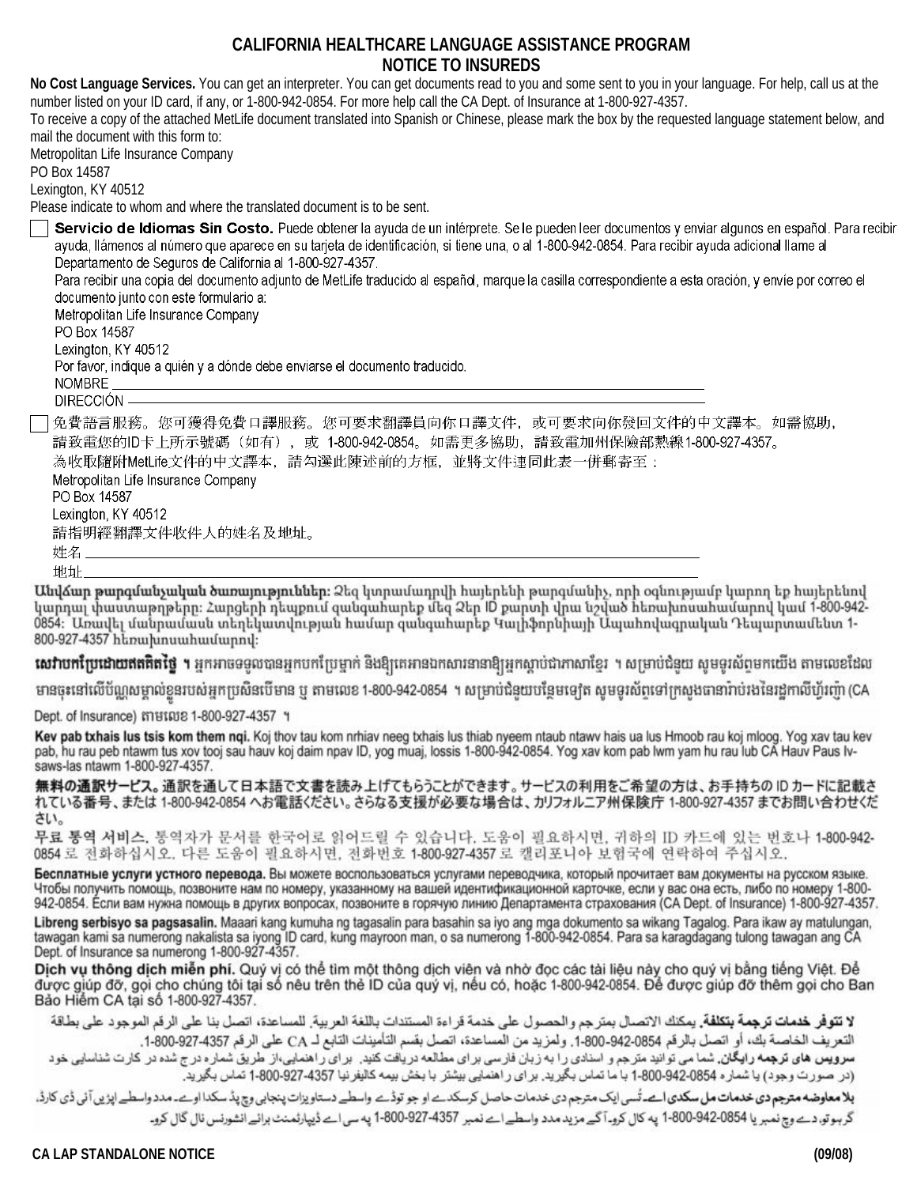# CALIFORNIA HEALTHCARE LANGUAGE ASSISTANCE PROGRAM
## NOTICE TO INSUREDS

**No Cost Language Services.** You can get an interpreter. You can get documents read to you and some sent to you in your language. For help, call us at the number listed on your ID card, if any, or 1-800-942-0854. For more help call the CA Dept. of Insurance at 1-800-927-4357.

To receive a copy of the attached MetLife document translated into Spanish or Chinese, please mark the box by the requested language statement below, and mail the document with this form to:

Metropolitan Life Insurance Company
PO Box 14587
Lexington, KY 40512

Please indicate to whom and where the translated document is to be sent.

☐ **Servicio de Idiomas Sin Costo.** Puede obtener la ayuda de un intérprete. Se le pueden leer documentos y enviar algunos en español. Para recibir ayuda, llámenos al número que aparece en su tarjeta de identificación, si tiene una, o al 1-800-942-0854. Para recibir ayuda adicional llame al Departamento de Seguros de California al 1-800-927-4357.

Para recibir una copia del documento adjunto de MetLife traducido al español, marque la casilla correspondiente a esta oración, y envíe por correo el documento junto con este formulario a:

Metropolitan Life Insurance Company
PO Box 14587
Lexington, KY 40512

Por favor, indique a quién y a dónde debe enviarse el documento traducido.

NOMBRE ______________________________

DIRECCIÓN ______________________________

☐ 免費語言服務。您可獲得免費口譯服務。您可要求翻譯員向你口譯文件，或可要求向你發回文件的中文譯本。如需協助，請致電您的ID卡上所示號碼（如有），或 1-800-942-0854。如需更多協助，請致電加州保險部熱線1-800-927-4357。

為收取隨附MetLife文件的中文譯本，請勾選此陳述前的方框，並將文件連同此表一併郵寄至：

Metropolitan Life Insurance Company
PO Box 14587
Lexington, KY 40512

請指明經翻譯文件收件人的姓名及地址。

姓名 ______________________________

地址 ______________________________

**Անվճար թարգմանչական ծառայություններ:** Ձեզ կտրամադրվի հայերենի թարգմանիչ, որի օգնությամբ կարող եք հայերենով կարդալ փաստաթղթերը: Հարցերի դեպքում զանգահարեք մեզ Ձեր ID քարտի վրա նշված հեռախոսահամարով կամ 1-800-942-0854: Առավել մանրամասն տեղեկատվության համար զանգահարեք Կալիֆորնիայի Ապահովագրական Դեպարտամենտ 1-800-927-4357 հեռախոսահամարով:

**សេវាបកប្រែដោយឥតគិតថ្លៃ ។** អ្នកអាចទទួលបានអ្នកបកប្រែម្នាក់ និងឱ្យគេអានឯកសារនានាឱ្យអ្នកស្តាប់ជាភាសាខ្មែរ ។ សម្រាប់ជំនួយ សូមទូរស័ព្ទមកយើង តាមលេខដែលមានចុះនៅលើប័ណ្ណសម្គាល់ខ្លួនរបស់អ្នកប្រសិនបើមាន ឬ តាមលេខ 1-800-942-0854 ។ សម្រាប់ជំនួយបន្ថែមទៀត សូមទូរស័ព្ទទៅក្រសួងធានារ៉ាប់រងនៃរដ្ឋកាលីហ្វ័រញ៉ា (CA Dept. of Insurance) តាមលេខ 1-800-927-4357 ។

**Kev pab txhais lus tsis kom them nqi.** Koj thov tau kom nrhiav neeg txhais lus thiab nyeem ntaub ntawv hais ua lus Hmoob rau koj mloog. Yog xav tau kev pab, hu rau peb ntawm tus xov tooj sau hauv koj daim npav ID, yog muaj, lossis 1-800-942-0854. Yog xav kom pab lwm yam hu rau lub CA Hauv Paus Iv-saws-las ntawm 1-800-927-4357.

**無料の通訳サービス。** 通訳を通して日本語で文書を読み上げてもらうことができます。サービスの利用をご希望の方は、お手持ちの ID カードに記載されている番号、または 1-800-942-0854 へお電話ください。さらなる支援が必要な場合は、カリフォルニア州保険庁 1-800-927-4357 までお問い合わせください。

**무료 통역 서비스.** 통역자가 문서를 한국어로 읽어드릴 수 있습니다. 도움이 필요하시면, 귀하의 ID 카드에 있는 번호나 1-800-942-0854 로 전화하십시오. 다른 도움이 필요하시면, 전화번호 1-800-927-4357 로 캘리포니아 보험국에 연락하여 주십시오.

**Бесплатные услуги устного перевода.** Вы можете воспользоваться услугами переводчика, который прочитает вам документы на русском языке. Чтобы получить помощь, позвоните нам по номеру, указанному на вашей идентификационной карточке, если у вас она есть, либо по номеру 1-800-942-0854. Если вам нужна помощь в других вопросах, позвоните в горячую линию Департамента страхования (CA Dept. of Insurance) 1-800-927-4357.

**Libreng serbisyo sa pagsasalin.** Maaari kang kumuha ng tagasalin para basahin sa iyo ang mga dokumento sa wikang Tagalog. Para ikaw ay matulungan, tawagan kami sa numerong nakalista sa iyong ID card, kung mayroon man, o sa numerong 1-800-942-0854. Para sa karagdagang tulong tawagan ang CA Dept. of Insurance sa numerong 1-800-927-4357.

**Dịch vụ thông dịch miễn phí.** Quý vị có thể tìm một thông dịch viên và nhờ đọc các tài liệu này cho quý vị bằng tiếng Việt. Để được giúp đỡ, gọi cho chúng tôi tại số nêu trên thẻ ID của quý vị, nếu có, hoặc 1-800-942-0854. Để được giúp đỡ thêm gọi cho Ban Bảo Hiểm CA tại số 1-800-927-4357.

**لا تتوفر خدمات ترجمة بتكلفة.** يمكنك الاتصال بمترجم والحصول على خدمة قراءة المستندات باللغة العربية. للمساعدة، اتصل بنا على الرقم الموجود على بطاقة التعريف الخاصة بك، أو اتصل بالرقم 1-800-942-0854. ولمزيد من المساعدة، اتصل بقسم التأمينات التابع لـ CA على الرقم 1-800-927-4357.

**سرویس های ترجمه رایگان.** شما می توانید مترجم و اسنادی را به زبان فارسی برای مطالعه دریافت کنید. برای راهنمایی،از طریق شماره درج شده در کارت شناسایی خود (در صورت وجود) یا شماره 1-800-942-0854 با ما تماس بگیرید. برای راهنمایی بیشتر با بخش بیمه کالیفرنیا 1-800-927-4357 تماس بگیرید.

**بلا معاوضہ مترجم دی خدمات مل سکدی اے۔** تُسی ایک مترجم دی خدمات حاصل کرسکدے او جو تُوڈے واسطے دستاویزات پنجابی وچ پڑ سکدا اوے۔ مدد واسطے اپڑیں آئی ڈی کارڈ، گرہوتو، دے وچ نمبر یا 1-800-942-0854 پہ کال کرو۔ آگے مزید مدد واسطے اے نمبر 1-800-927-4357 پہ سی اے ڈیپارٹمنٹ برائے انشورنس نال گال کرو۔

CA LAP STANDALONE NOTICE (09/08)